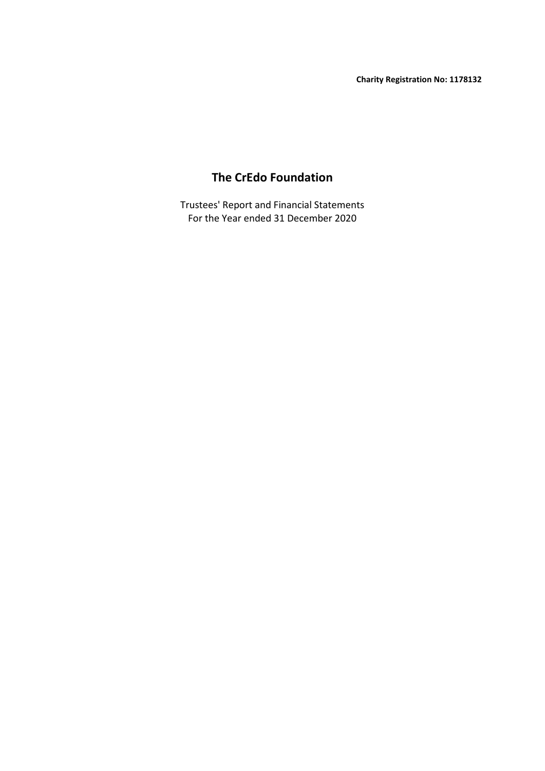**Charity Registration No: 1178132**

# The CrEdo Foundation

Trustees' Report and Financial Statements
For the Year ended 31 December 2020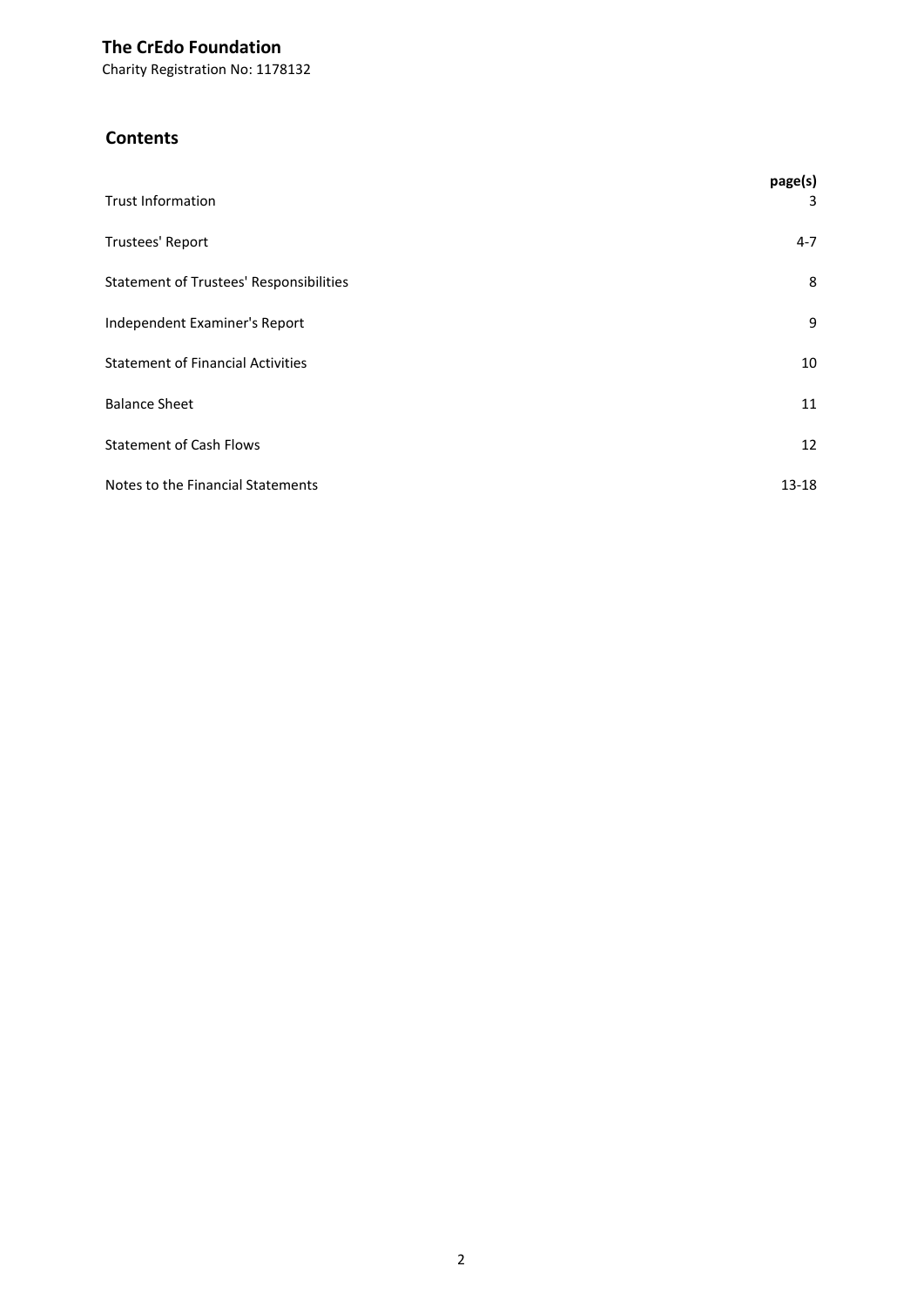**The CrEdo Foundation**

Charity Registration No: 1178132

## Contents

| | page(s) |
|---|---|
| Trust Information | 3 |
| Trustees' Report | 4-7 |
| Statement of Trustees' Responsibilities | 8 |
| Independent Examiner's Report | 9 |
| Statement of Financial Activities | 10 |
| Balance Sheet | 11 |
| Statement of Cash Flows | 12 |
| Notes to the Financial Statements | 13-18 |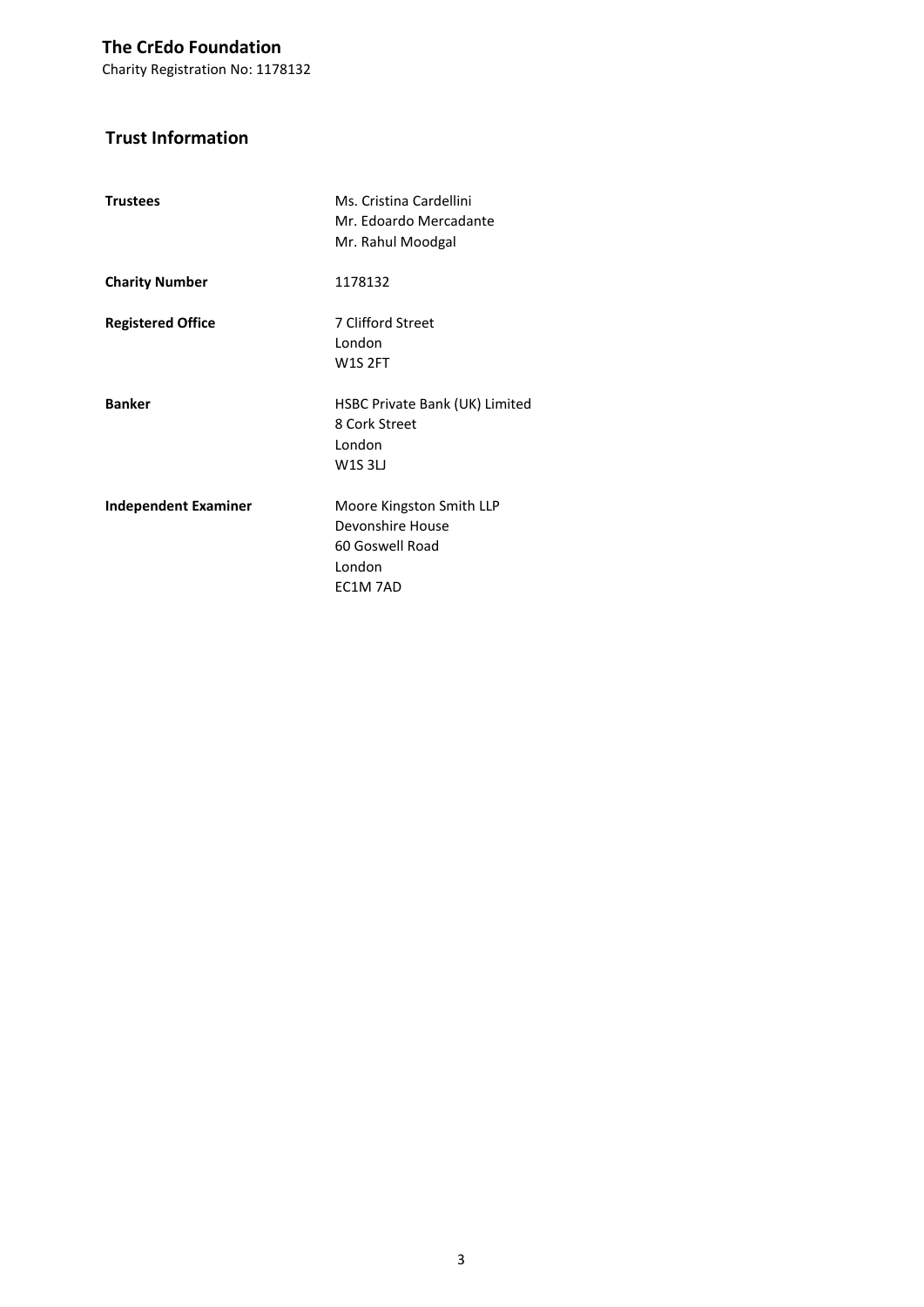**The CrEdo Foundation**

Charity Registration No: 1178132

## Trust Information

| | |
|---|---|
| **Trustees** | Ms. Cristina Cardellini<br>Mr. Edoardo Mercadante<br>Mr. Rahul Moodgal |
| **Charity Number** | 1178132 |
| **Registered Office** | 7 Clifford Street<br>London<br>W1S 2FT |
| **Banker** | HSBC Private Bank (UK) Limited<br>8 Cork Street<br>London<br>W1S 3LJ |
| **Independent Examiner** | Moore Kingston Smith LLP<br>Devonshire House<br>60 Goswell Road<br>London<br>EC1M 7AD |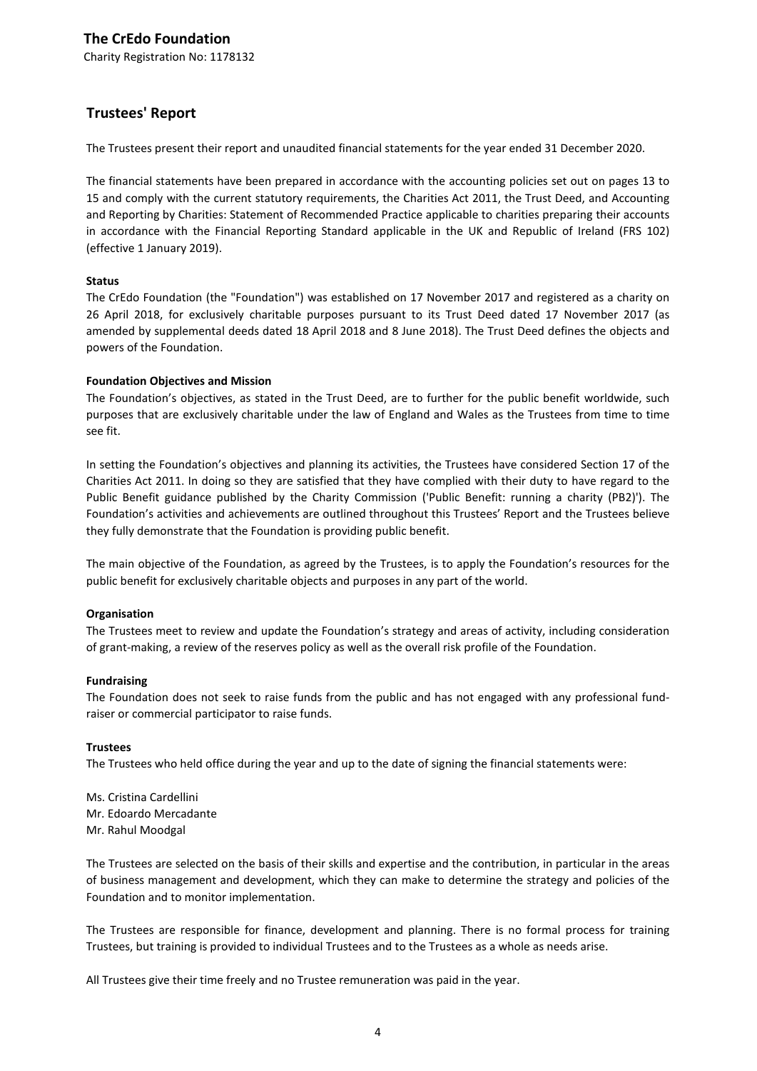# The CrEdo Foundation

Charity Registration No: 1178132

## Trustees' Report

The Trustees present their report and unaudited financial statements for the year ended 31 December 2020.

The financial statements have been prepared in accordance with the accounting policies set out on pages 13 to 15 and comply with the current statutory requirements, the Charities Act 2011, the Trust Deed, and Accounting and Reporting by Charities: Statement of Recommended Practice applicable to charities preparing their accounts in accordance with the Financial Reporting Standard applicable in the UK and Republic of Ireland (FRS 102) (effective 1 January 2019).

**Status**

The CrEdo Foundation (the "Foundation") was established on 17 November 2017 and registered as a charity on 26 April 2018, for exclusively charitable purposes pursuant to its Trust Deed dated 17 November 2017 (as amended by supplemental deeds dated 18 April 2018 and 8 June 2018). The Trust Deed defines the objects and powers of the Foundation.

**Foundation Objectives and Mission**

The Foundation's objectives, as stated in the Trust Deed, are to further for the public benefit worldwide, such purposes that are exclusively charitable under the law of England and Wales as the Trustees from time to time see fit.

In setting the Foundation's objectives and planning its activities, the Trustees have considered Section 17 of the Charities Act 2011. In doing so they are satisfied that they have complied with their duty to have regard to the Public Benefit guidance published by the Charity Commission ('Public Benefit: running a charity (PB2)'). The Foundation's activities and achievements are outlined throughout this Trustees' Report and the Trustees believe they fully demonstrate that the Foundation is providing public benefit.

The main objective of the Foundation, as agreed by the Trustees, is to apply the Foundation's resources for the public benefit for exclusively charitable objects and purposes in any part of the world.

**Organisation**

The Trustees meet to review and update the Foundation's strategy and areas of activity, including consideration of grant-making, a review of the reserves policy as well as the overall risk profile of the Foundation.

**Fundraising**

The Foundation does not seek to raise funds from the public and has not engaged with any professional fund-raiser or commercial participator to raise funds.

**Trustees**

The Trustees who held office during the year and up to the date of signing the financial statements were:

Ms. Cristina Cardellini
Mr. Edoardo Mercadante
Mr. Rahul Moodgal

The Trustees are selected on the basis of their skills and expertise and the contribution, in particular in the areas of business management and development, which they can make to determine the strategy and policies of the Foundation and to monitor implementation.

The Trustees are responsible for finance, development and planning. There is no formal process for training Trustees, but training is provided to individual Trustees and to the Trustees as a whole as needs arise.

All Trustees give their time freely and no Trustee remuneration was paid in the year.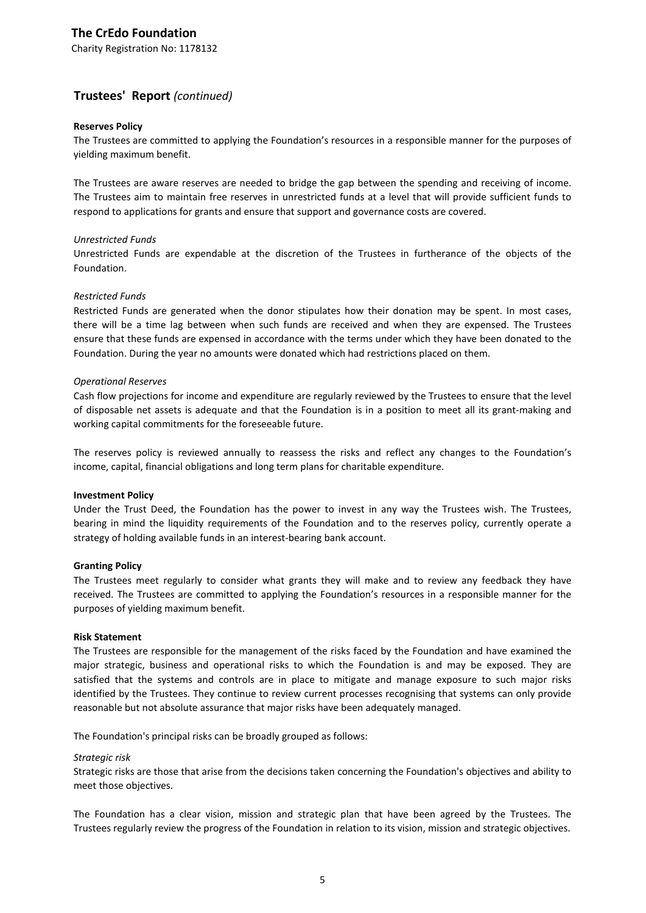## Trustees' Report *(continued)*

**Reserves Policy**

The Trustees are committed to applying the Foundation's resources in a responsible manner for the purposes of yielding maximum benefit.

The Trustees are aware reserves are needed to bridge the gap between the spending and receiving of income. The Trustees aim to maintain free reserves in unrestricted funds at a level that will provide sufficient funds to respond to applications for grants and ensure that support and governance costs are covered.

*Unrestricted Funds*

Unrestricted Funds are expendable at the discretion of the Trustees in furtherance of the objects of the Foundation.

*Restricted Funds*

Restricted Funds are generated when the donor stipulates how their donation may be spent. In most cases, there will be a time lag between when such funds are received and when they are expensed. The Trustees ensure that these funds are expensed in accordance with the terms under which they have been donated to the Foundation. During the year no amounts were donated which had restrictions placed on them.

*Operational Reserves*

Cash flow projections for income and expenditure are regularly reviewed by the Trustees to ensure that the level of disposable net assets is adequate and that the Foundation is in a position to meet all its grant-making and working capital commitments for the foreseeable future.

The reserves policy is reviewed annually to reassess the risks and reflect any changes to the Foundation's income, capital, financial obligations and long term plans for charitable expenditure.

**Investment Policy**

Under the Trust Deed, the Foundation has the power to invest in any way the Trustees wish. The Trustees, bearing in mind the liquidity requirements of the Foundation and to the reserves policy, currently operate a strategy of holding available funds in an interest-bearing bank account.

**Granting Policy**

The Trustees meet regularly to consider what grants they will make and to review any feedback they have received. The Trustees are committed to applying the Foundation's resources in a responsible manner for the purposes of yielding maximum benefit.

**Risk Statement**

The Trustees are responsible for the management of the risks faced by the Foundation and have examined the major strategic, business and operational risks to which the Foundation is and may be exposed. They are satisfied that the systems and controls are in place to mitigate and manage exposure to such major risks identified by the Trustees. They continue to review current processes recognising that systems can only provide reasonable but not absolute assurance that major risks have been adequately managed.

The Foundation's principal risks can be broadly grouped as follows:

*Strategic risk*

Strategic risks are those that arise from the decisions taken concerning the Foundation's objectives and ability to meet those objectives.

The Foundation has a clear vision, mission and strategic plan that have been agreed by the Trustees. The Trustees regularly review the progress of the Foundation in relation to its vision, mission and strategic objectives.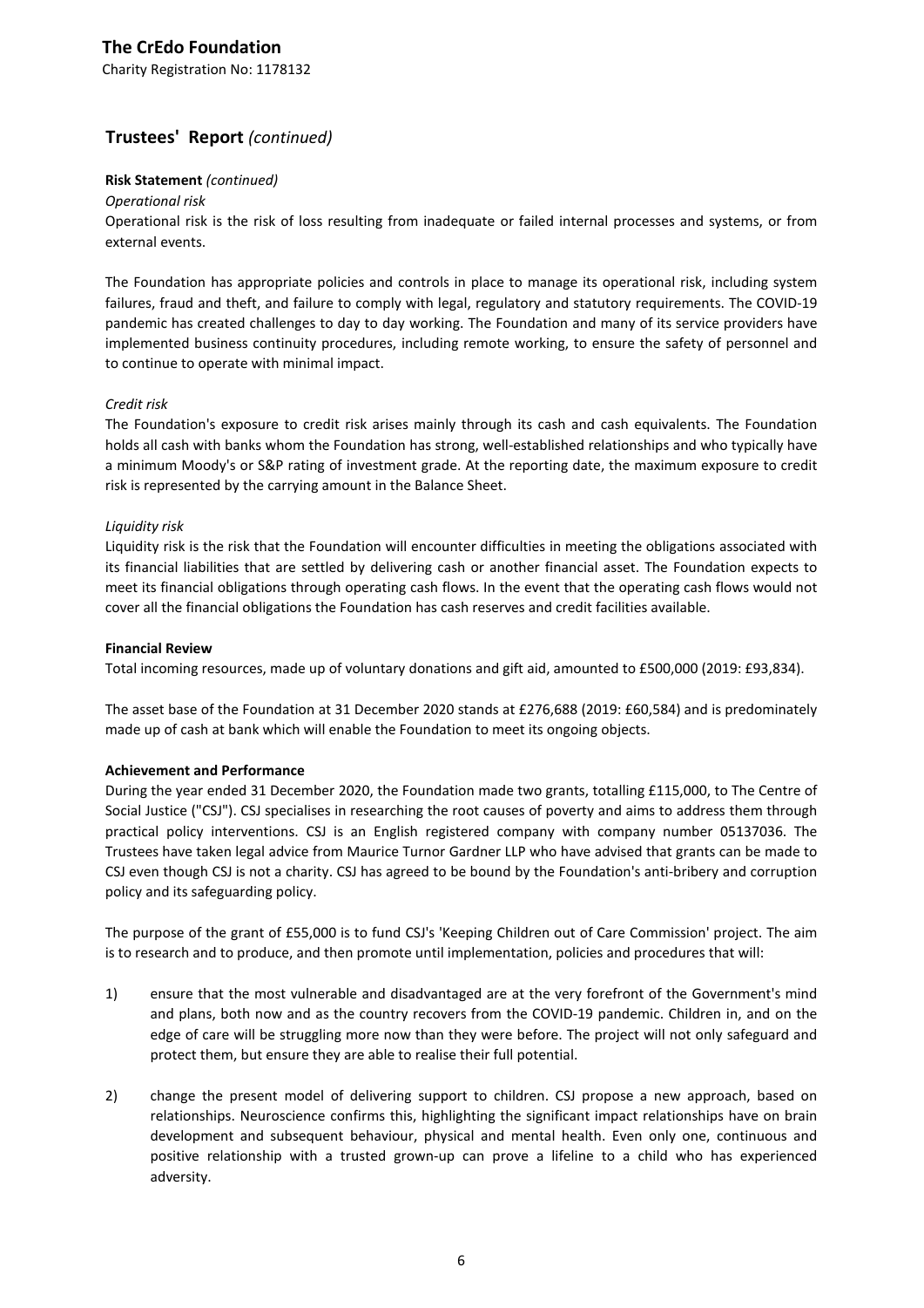## Trustees' Report *(continued)*

**Risk Statement** *(continued)*

*Operational risk*

Operational risk is the risk of loss resulting from inadequate or failed internal processes and systems, or from external events.

The Foundation has appropriate policies and controls in place to manage its operational risk, including system failures, fraud and theft, and failure to comply with legal, regulatory and statutory requirements. The COVID-19 pandemic has created challenges to day to day working. The Foundation and many of its service providers have implemented business continuity procedures, including remote working, to ensure the safety of personnel and to continue to operate with minimal impact.

*Credit risk*

The Foundation's exposure to credit risk arises mainly through its cash and cash equivalents. The Foundation holds all cash with banks whom the Foundation has strong, well-established relationships and who typically have a minimum Moody's or S&P rating of investment grade. At the reporting date, the maximum exposure to credit risk is represented by the carrying amount in the Balance Sheet.

*Liquidity risk*

Liquidity risk is the risk that the Foundation will encounter difficulties in meeting the obligations associated with its financial liabilities that are settled by delivering cash or another financial asset. The Foundation expects to meet its financial obligations through operating cash flows. In the event that the operating cash flows would not cover all the financial obligations the Foundation has cash reserves and credit facilities available.

**Financial Review**

Total incoming resources, made up of voluntary donations and gift aid, amounted to £500,000 (2019: £93,834).

The asset base of the Foundation at 31 December 2020 stands at £276,688 (2019: £60,584) and is predominately made up of cash at bank which will enable the Foundation to meet its ongoing objects.

**Achievement and Performance**

During the year ended 31 December 2020, the Foundation made two grants, totalling £115,000, to The Centre of Social Justice ("CSJ"). CSJ specialises in researching the root causes of poverty and aims to address them through practical policy interventions. CSJ is an English registered company with company number 05137036. The Trustees have taken legal advice from Maurice Turnor Gardner LLP who have advised that grants can be made to CSJ even though CSJ is not a charity. CSJ has agreed to be bound by the Foundation's anti-bribery and corruption policy and its safeguarding policy.

The purpose of the grant of £55,000 is to fund CSJ's 'Keeping Children out of Care Commission' project. The aim is to research and to produce, and then promote until implementation, policies and procedures that will:

1) ensure that the most vulnerable and disadvantaged are at the very forefront of the Government's mind and plans, both now and as the country recovers from the COVID-19 pandemic. Children in, and on the edge of care will be struggling more now than they were before. The project will not only safeguard and protect them, but ensure they are able to realise their full potential.

2) change the present model of delivering support to children. CSJ propose a new approach, based on relationships. Neuroscience confirms this, highlighting the significant impact relationships have on brain development and subsequent behaviour, physical and mental health. Even only one, continuous and positive relationship with a trusted grown-up can prove a lifeline to a child who has experienced adversity.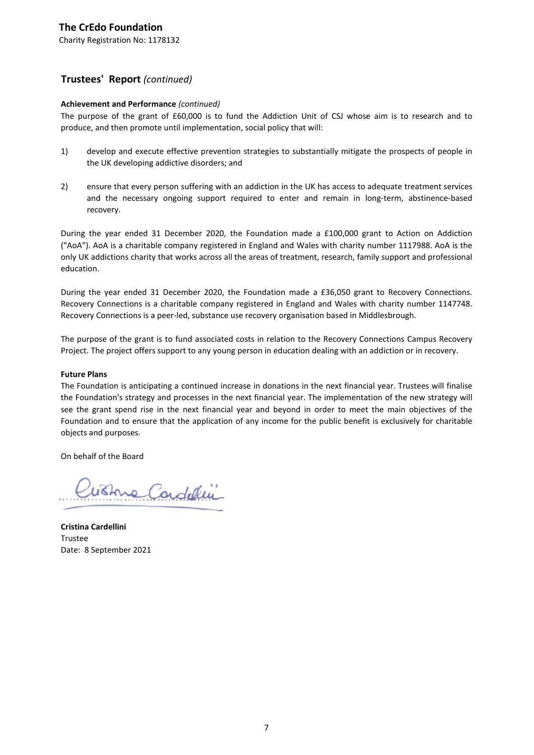**The CrEdo Foundation**

Charity Registration No: 1178132

## Trustees' Report *(continued)*

**Achievement and Performance** *(continued)*

The purpose of the grant of £60,000 is to fund the Addiction Unit of CSJ whose aim is to research and to produce, and then promote until implementation, social policy that will:

1) develop and execute effective prevention strategies to substantially mitigate the prospects of people in the UK developing addictive disorders; and

2) ensure that every person suffering with an addiction in the UK has access to adequate treatment services and the necessary ongoing support required to enter and remain in long-term, abstinence-based recovery.

During the year ended 31 December 2020, the Foundation made a £100,000 grant to Action on Addiction ("AoA"). AoA is a charitable company registered in England and Wales with charity number 1117988. AoA is the only UK addictions charity that works across all the areas of treatment, research, family support and professional education.

During the year ended 31 December 2020, the Foundation made a £36,050 grant to Recovery Connections. Recovery Connections is a charitable company registered in England and Wales with charity number 1147748. Recovery Connections is a peer-led, substance use recovery organisation based in Middlesbrough.

The purpose of the grant is to fund associated costs in relation to the Recovery Connections Campus Recovery Project. The project offers support to any young person in education dealing with an addiction or in recovery.

**Future Plans**

The Foundation is anticipating a continued increase in donations in the next financial year. Trustees will finalise the Foundation's strategy and processes in the next financial year. The implementation of the new strategy will see the grant spend rise in the next financial year and beyond in order to meet the main objectives of the Foundation and to ensure that the application of any income for the public benefit is exclusively for charitable objects and purposes.

On behalf of the Board

**Cristina Cardellini**

Trustee

Date: 8 September 2021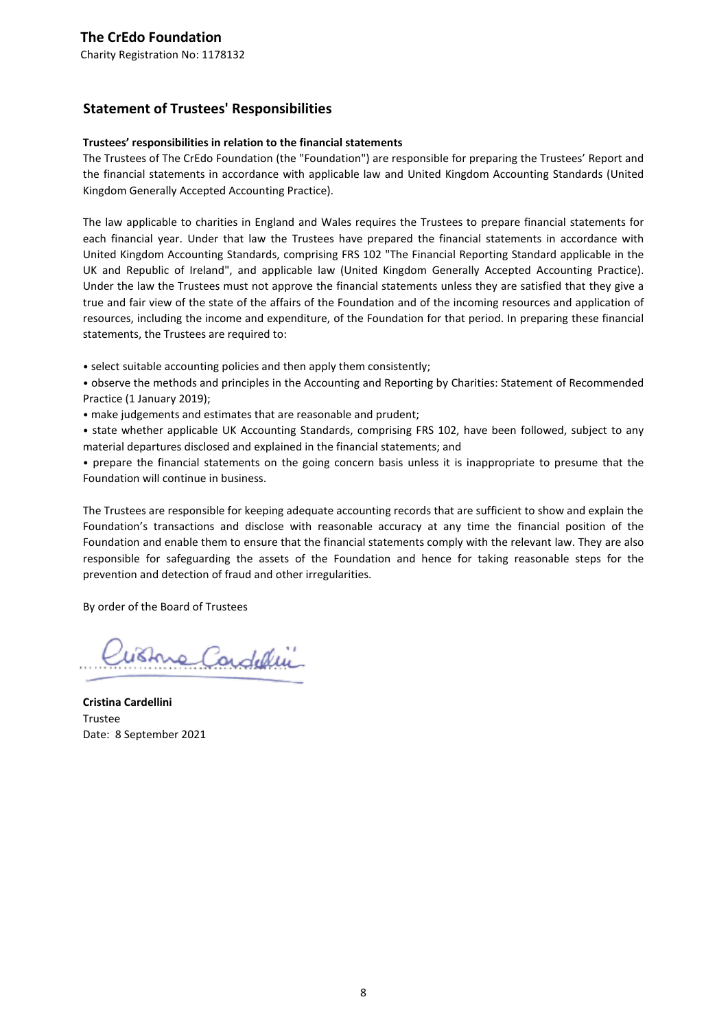**The CrEdo Foundation**

Charity Registration No: 1178132

## Statement of Trustees' Responsibilities

**Trustees' responsibilities in relation to the financial statements**

The Trustees of The CrEdo Foundation (the "Foundation") are responsible for preparing the Trustees' Report and the financial statements in accordance with applicable law and United Kingdom Accounting Standards (United Kingdom Generally Accepted Accounting Practice).

The law applicable to charities in England and Wales requires the Trustees to prepare financial statements for each financial year. Under that law the Trustees have prepared the financial statements in accordance with United Kingdom Accounting Standards, comprising FRS 102 "The Financial Reporting Standard applicable in the UK and Republic of Ireland", and applicable law (United Kingdom Generally Accepted Accounting Practice). Under the law the Trustees must not approve the financial statements unless they are satisfied that they give a true and fair view of the state of the affairs of the Foundation and of the incoming resources and application of resources, including the income and expenditure, of the Foundation for that period. In preparing these financial statements, the Trustees are required to:

- select suitable accounting policies and then apply them consistently;
- observe the methods and principles in the Accounting and Reporting by Charities: Statement of Recommended Practice (1 January 2019);
- make judgements and estimates that are reasonable and prudent;
- state whether applicable UK Accounting Standards, comprising FRS 102, have been followed, subject to any material departures disclosed and explained in the financial statements; and
- prepare the financial statements on the going concern basis unless it is inappropriate to presume that the Foundation will continue in business.

The Trustees are responsible for keeping adequate accounting records that are sufficient to show and explain the Foundation's transactions and disclose with reasonable accuracy at any time the financial position of the Foundation and enable them to ensure that the financial statements comply with the relevant law. They are also responsible for safeguarding the assets of the Foundation and hence for taking reasonable steps for the prevention and detection of fraud and other irregularities.

By order of the Board of Trustees

**Cristina Cardellini**
Trustee
Date: 8 September 2021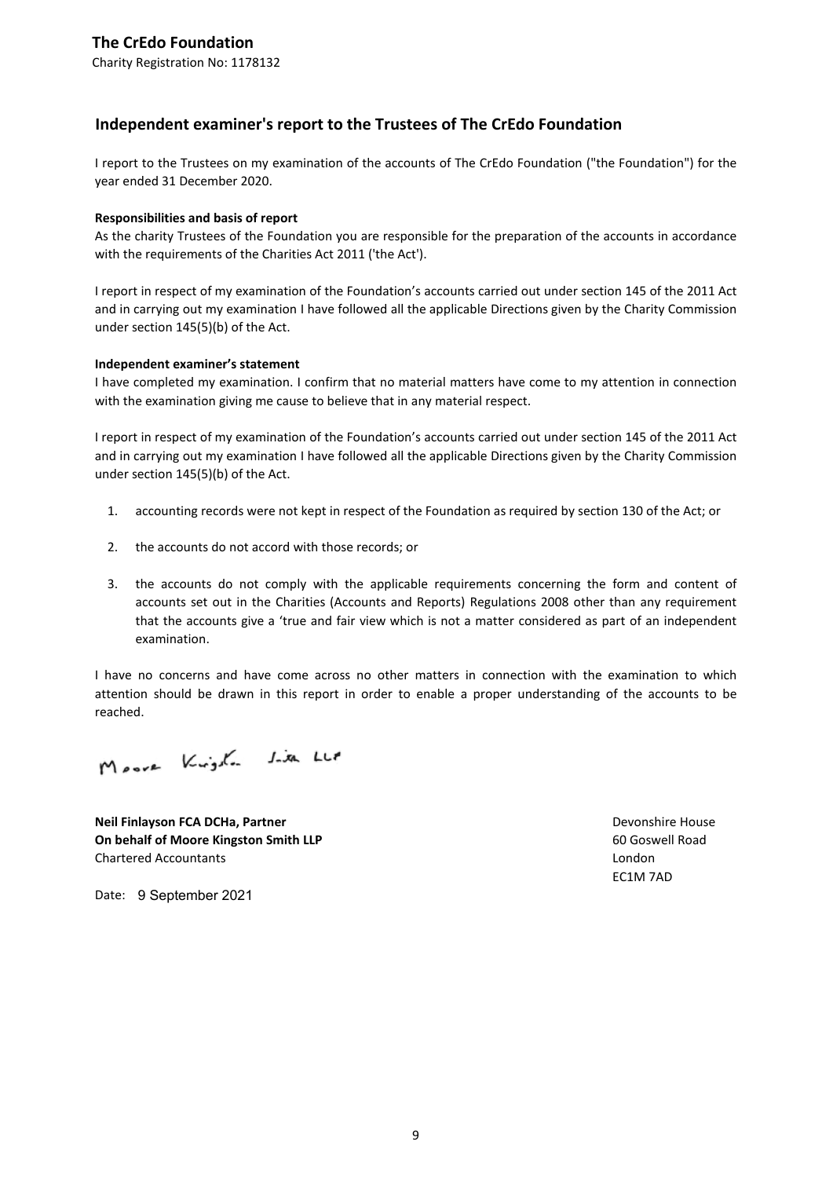**The CrEdo Foundation**

Charity Registration No: 1178132

## Independent examiner's report to the Trustees of The CrEdo Foundation

I report to the Trustees on my examination of the accounts of The CrEdo Foundation ("the Foundation") for the year ended 31 December 2020.

**Responsibilities and basis of report**

As the charity Trustees of the Foundation you are responsible for the preparation of the accounts in accordance with the requirements of the Charities Act 2011 ('the Act').

I report in respect of my examination of the Foundation's accounts carried out under section 145 of the 2011 Act and in carrying out my examination I have followed all the applicable Directions given by the Charity Commission under section 145(5)(b) of the Act.

**Independent examiner's statement**

I have completed my examination. I confirm that no material matters have come to my attention in connection with the examination giving me cause to believe that in any material respect.

I report in respect of my examination of the Foundation's accounts carried out under section 145 of the 2011 Act and in carrying out my examination I have followed all the applicable Directions given by the Charity Commission under section 145(5)(b) of the Act.

1. accounting records were not kept in respect of the Foundation as required by section 130 of the Act; or
2. the accounts do not accord with those records; or
3. the accounts do not comply with the applicable requirements concerning the form and content of accounts set out in the Charities (Accounts and Reports) Regulations 2008 other than any requirement that the accounts give a 'true and fair view which is not a matter considered as part of an independent examination.

I have no concerns and have come across no other matters in connection with the examination to which attention should be drawn in this report in order to enable a proper understanding of the accounts to be reached.

Moore Kingston Smith LLP

**Neil Finlayson FCA DCHa, Partner**
**On behalf of Moore Kingston Smith LLP**
Chartered Accountants

Devonshire House
60 Goswell Road
London
EC1M 7AD

Date: 9 September 2021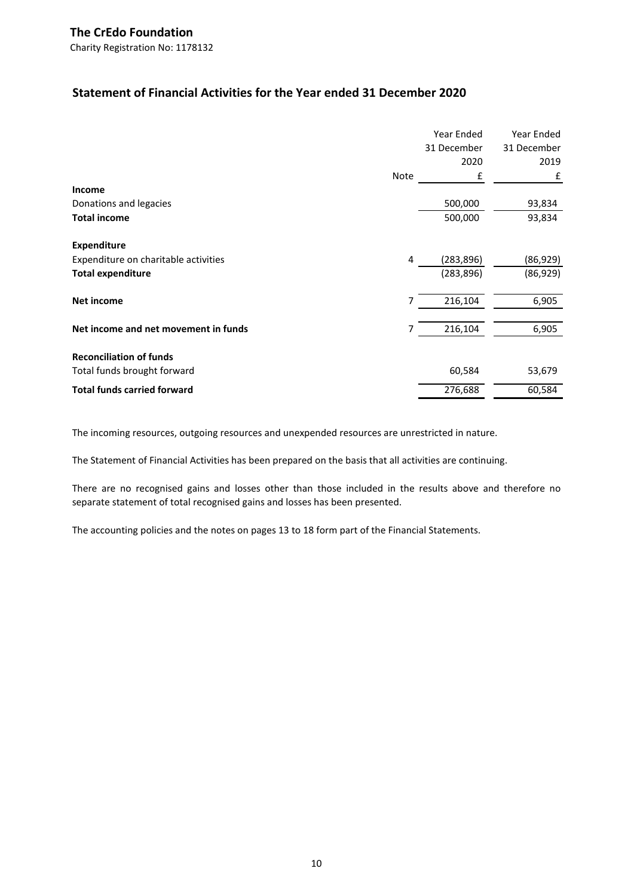# The CrEdo Foundation

Charity Registration No: 1178132

## Statement of Financial Activities for the Year ended 31 December 2020

| | Note | Year Ended 31 December 2020 £ | Year Ended 31 December 2019 £ |
|---|---|---|---|
| **Income** | | | |
| Donations and legacies | | 500,000 | 93,834 |
| **Total income** | | 500,000 | 93,834 |
| **Expenditure** | | | |
| Expenditure on charitable activities | 4 | (283,896) | (86,929) |
| **Total expenditure** | | (283,896) | (86,929) |
| **Net income** | 7 | 216,104 | 6,905 |
| **Net income and net movement in funds** | 7 | 216,104 | 6,905 |
| **Reconciliation of funds** | | | |
| Total funds brought forward | | 60,584 | 53,679 |
| **Total funds carried forward** | | 276,688 | 60,584 |

The incoming resources, outgoing resources and unexpended resources are unrestricted in nature.

The Statement of Financial Activities has been prepared on the basis that all activities are continuing.

There are no recognised gains and losses other than those included in the results above and therefore no separate statement of total recognised gains and losses has been presented.

The accounting policies and the notes on pages 13 to 18 form part of the Financial Statements.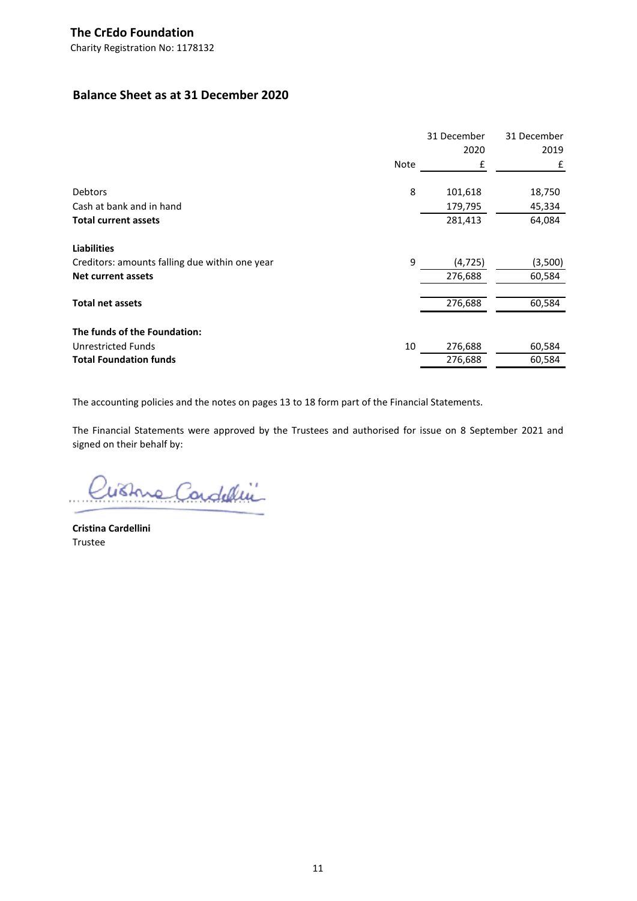**The CrEdo Foundation**

Charity Registration No: 1178132

## Balance Sheet as at 31 December 2020

| | Note | 31 December 2020 £ | 31 December 2019 £ |
|---|---|---|---|
| Debtors | 8 | 101,618 | 18,750 |
| Cash at bank and in hand | | 179,795 | 45,334 |
| **Total current assets** | | 281,413 | 64,084 |
| | | | |
| **Liabilities** | | | |
| Creditors: amounts falling due within one year | 9 | (4,725) | (3,500) |
| **Net current assets** | | 276,688 | 60,584 |
| | | | |
| **Total net assets** | | 276,688 | 60,584 |
| | | | |
| **The funds of the Foundation:** | | | |
| Unrestricted Funds | 10 | 276,688 | 60,584 |
| **Total Foundation funds** | | 276,688 | 60,584 |

The accounting policies and the notes on pages 13 to 18 form part of the Financial Statements.

The Financial Statements were approved by the Trustees and authorised for issue on 8 September 2021 and signed on their behalf by:

**Cristina Cardellini**
Trustee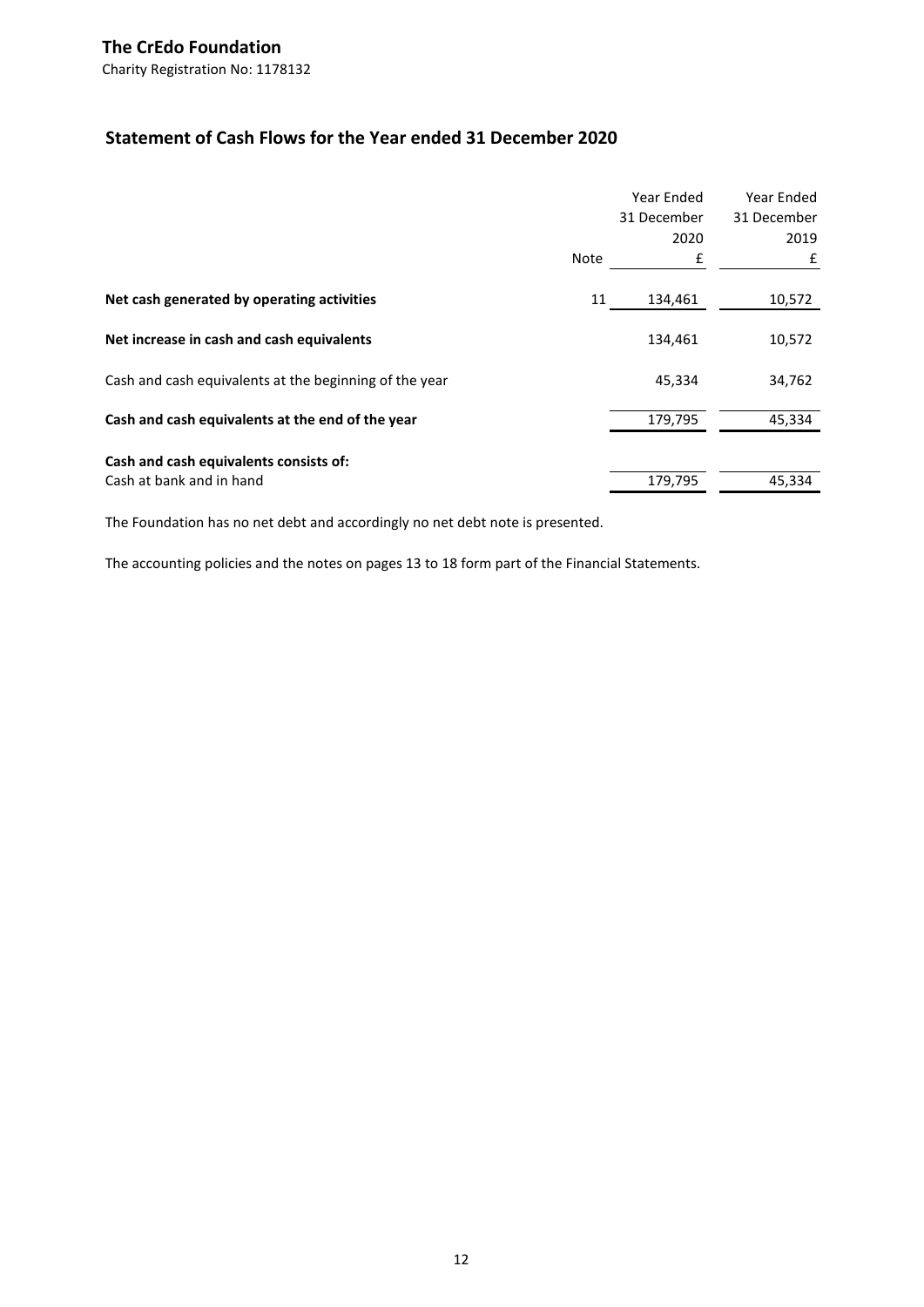**The CrEdo Foundation**

Charity Registration No: 1178132

## Statement of Cash Flows for the Year ended 31 December 2020

| | Note | Year Ended 31 December 2020 £ | Year Ended 31 December 2019 £ |
|---|---|---|---|
| **Net cash generated by operating activities** | 11 | 134,461 | 10,572 |
| **Net increase in cash and cash equivalents** | | 134,461 | 10,572 |
| Cash and cash equivalents at the beginning of the year | | 45,334 | 34,762 |
| **Cash and cash equivalents at the end of the year** | | 179,795 | 45,334 |
| **Cash and cash equivalents consists of:** | | | |
| Cash at bank and in hand | | 179,795 | 45,334 |

The Foundation has no net debt and accordingly no net debt note is presented.

The accounting policies and the notes on pages 13 to 18 form part of the Financial Statements.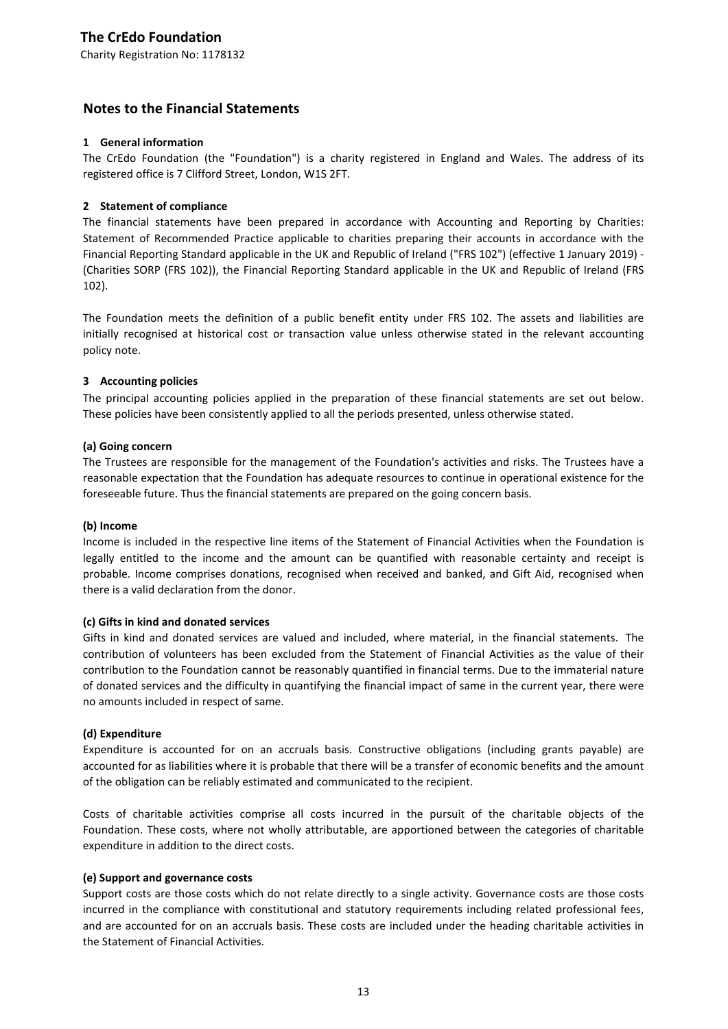## The CrEdo Foundation

Charity Registration No: 1178132

# Notes to the Financial Statements

### 1 General information

The CrEdo Foundation (the "Foundation") is a charity registered in England and Wales. The address of its registered office is 7 Clifford Street, London, W1S 2FT.

### 2 Statement of compliance

The financial statements have been prepared in accordance with Accounting and Reporting by Charities: Statement of Recommended Practice applicable to charities preparing their accounts in accordance with the Financial Reporting Standard applicable in the UK and Republic of Ireland ("FRS 102") (effective 1 January 2019) - (Charities SORP (FRS 102)), the Financial Reporting Standard applicable in the UK and Republic of Ireland (FRS 102).

The Foundation meets the definition of a public benefit entity under FRS 102. The assets and liabilities are initially recognised at historical cost or transaction value unless otherwise stated in the relevant accounting policy note.

### 3 Accounting policies

The principal accounting policies applied in the preparation of these financial statements are set out below. These policies have been consistently applied to all the periods presented, unless otherwise stated.

**(a) Going concern**

The Trustees are responsible for the management of the Foundation's activities and risks. The Trustees have a reasonable expectation that the Foundation has adequate resources to continue in operational existence for the foreseeable future. Thus the financial statements are prepared on the going concern basis.

**(b) Income**

Income is included in the respective line items of the Statement of Financial Activities when the Foundation is legally entitled to the income and the amount can be quantified with reasonable certainty and receipt is probable. Income comprises donations, recognised when received and banked, and Gift Aid, recognised when there is a valid declaration from the donor.

**(c) Gifts in kind and donated services**

Gifts in kind and donated services are valued and included, where material, in the financial statements. The contribution of volunteers has been excluded from the Statement of Financial Activities as the value of their contribution to the Foundation cannot be reasonably quantified in financial terms. Due to the immaterial nature of donated services and the difficulty in quantifying the financial impact of same in the current year, there were no amounts included in respect of same.

**(d) Expenditure**

Expenditure is accounted for on an accruals basis. Constructive obligations (including grants payable) are accounted for as liabilities where it is probable that there will be a transfer of economic benefits and the amount of the obligation can be reliably estimated and communicated to the recipient.

Costs of charitable activities comprise all costs incurred in the pursuit of the charitable objects of the Foundation. These costs, where not wholly attributable, are apportioned between the categories of charitable expenditure in addition to the direct costs.

**(e) Support and governance costs**

Support costs are those costs which do not relate directly to a single activity. Governance costs are those costs incurred in the compliance with constitutional and statutory requirements including related professional fees, and are accounted for on an accruals basis. These costs are included under the heading charitable activities in the Statement of Financial Activities.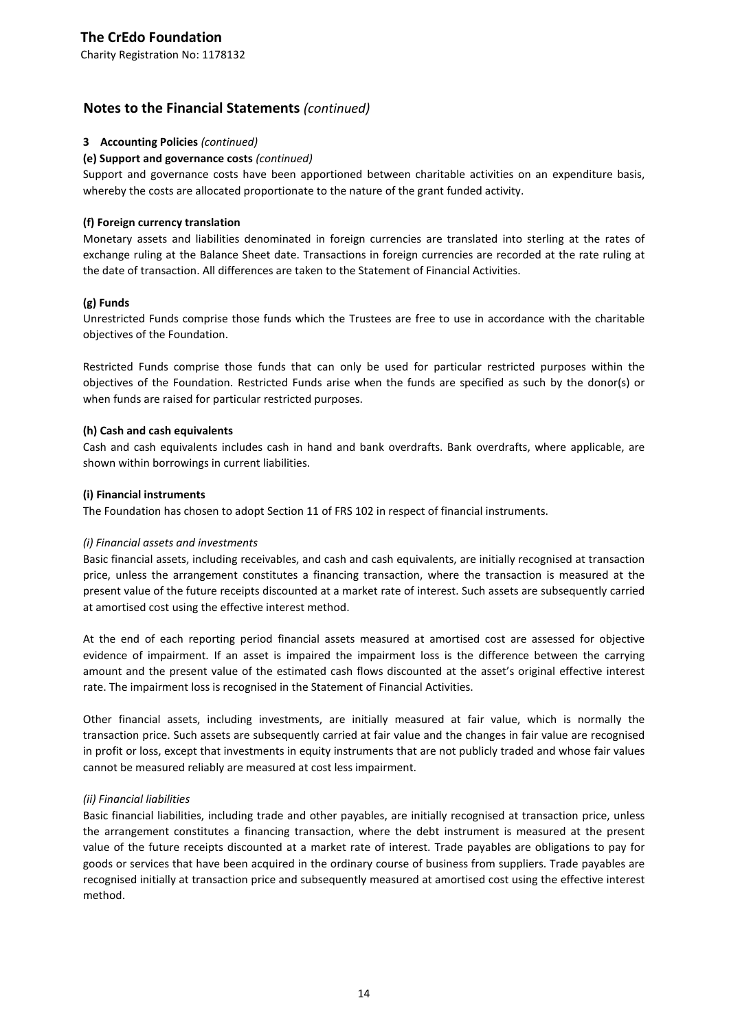**The CrEdo Foundation**

Charity Registration No: 1178132

## Notes to the Financial Statements *(continued)*

**3 Accounting Policies** *(continued)*

**(e) Support and governance costs** *(continued)*

Support and governance costs have been apportioned between charitable activities on an expenditure basis, whereby the costs are allocated proportionate to the nature of the grant funded activity.

**(f) Foreign currency translation**

Monetary assets and liabilities denominated in foreign currencies are translated into sterling at the rates of exchange ruling at the Balance Sheet date. Transactions in foreign currencies are recorded at the rate ruling at the date of transaction. All differences are taken to the Statement of Financial Activities.

**(g) Funds**

Unrestricted Funds comprise those funds which the Trustees are free to use in accordance with the charitable objectives of the Foundation.

Restricted Funds comprise those funds that can only be used for particular restricted purposes within the objectives of the Foundation. Restricted Funds arise when the funds are specified as such by the donor(s) or when funds are raised for particular restricted purposes.

**(h) Cash and cash equivalents**

Cash and cash equivalents includes cash in hand and bank overdrafts. Bank overdrafts, where applicable, are shown within borrowings in current liabilities.

**(i) Financial instruments**

The Foundation has chosen to adopt Section 11 of FRS 102 in respect of financial instruments.

*(i) Financial assets and investments*

Basic financial assets, including receivables, and cash and cash equivalents, are initially recognised at transaction price, unless the arrangement constitutes a financing transaction, where the transaction is measured at the present value of the future receipts discounted at a market rate of interest. Such assets are subsequently carried at amortised cost using the effective interest method.

At the end of each reporting period financial assets measured at amortised cost are assessed for objective evidence of impairment. If an asset is impaired the impairment loss is the difference between the carrying amount and the present value of the estimated cash flows discounted at the asset's original effective interest rate. The impairment loss is recognised in the Statement of Financial Activities.

Other financial assets, including investments, are initially measured at fair value, which is normally the transaction price. Such assets are subsequently carried at fair value and the changes in fair value are recognised in profit or loss, except that investments in equity instruments that are not publicly traded and whose fair values cannot be measured reliably are measured at cost less impairment.

*(ii) Financial liabilities*

Basic financial liabilities, including trade and other payables, are initially recognised at transaction price, unless the arrangement constitutes a financing transaction, where the debt instrument is measured at the present value of the future receipts discounted at a market rate of interest. Trade payables are obligations to pay for goods or services that have been acquired in the ordinary course of business from suppliers. Trade payables are recognised initially at transaction price and subsequently measured at amortised cost using the effective interest method.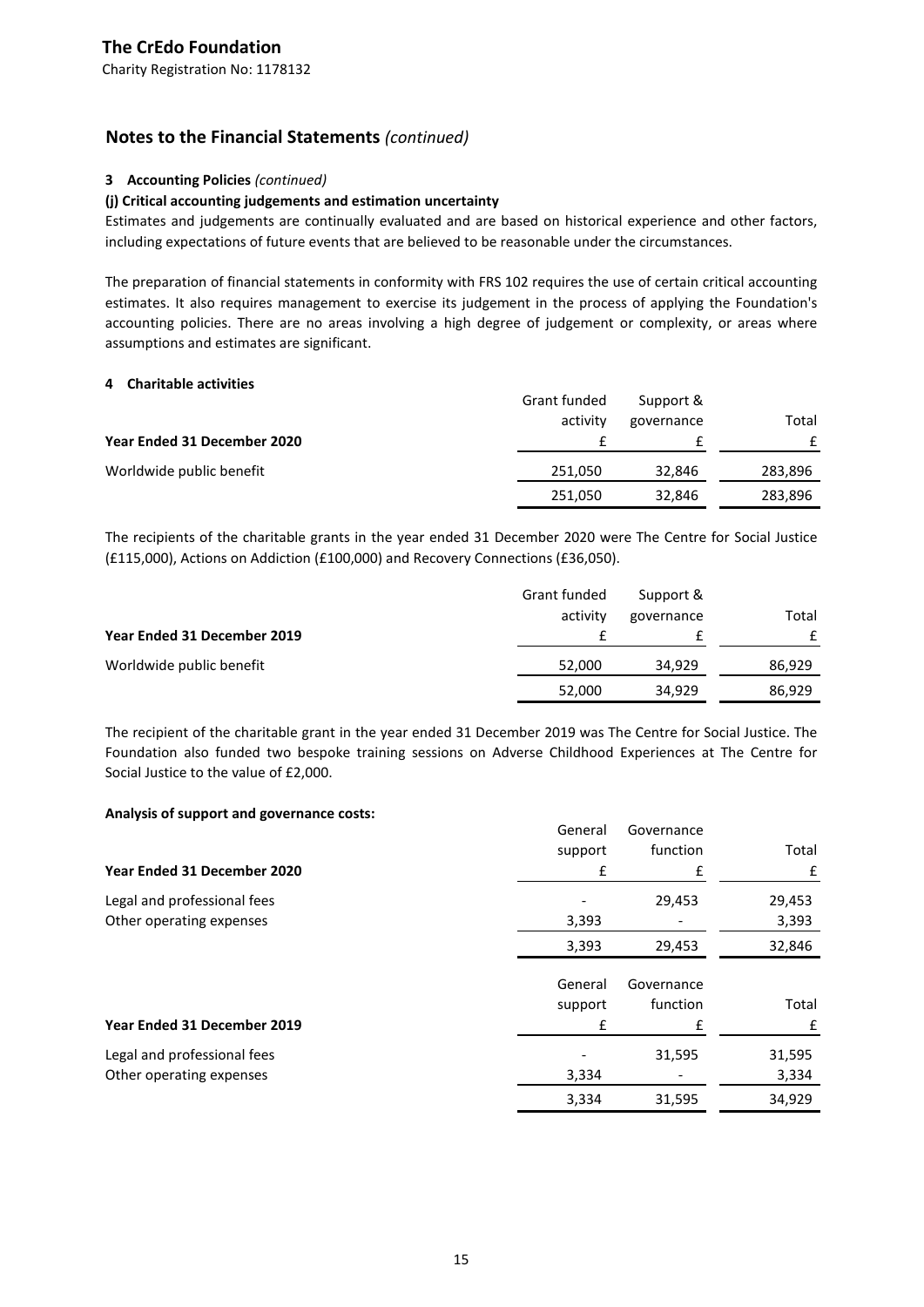## Notes to the Financial Statements *(continued)*

### 3 Accounting Policies *(continued)*

**(j) Critical accounting judgements and estimation uncertainty**

Estimates and judgements are continually evaluated and are based on historical experience and other factors, including expectations of future events that are believed to be reasonable under the circumstances.

The preparation of financial statements in conformity with FRS 102 requires the use of certain critical accounting estimates. It also requires management to exercise its judgement in the process of applying the Foundation's accounting policies. There are no areas involving a high degree of judgement or complexity, or areas where assumptions and estimates are significant.

### 4 Charitable activities

| Year Ended 31 December 2020 | Grant funded activity £ | Support & governance £ | Total £ |
|---|---|---|---|
| Worldwide public benefit | 251,050 | 32,846 | 283,896 |
| | 251,050 | 32,846 | 283,896 |

The recipients of the charitable grants in the year ended 31 December 2020 were The Centre for Social Justice (£115,000), Actions on Addiction (£100,000) and Recovery Connections (£36,050).

| Year Ended 31 December 2019 | Grant funded activity £ | Support & governance £ | Total £ |
|---|---|---|---|
| Worldwide public benefit | 52,000 | 34,929 | 86,929 |
| | 52,000 | 34,929 | 86,929 |

The recipient of the charitable grant in the year ended 31 December 2019 was The Centre for Social Justice. The Foundation also funded two bespoke training sessions on Adverse Childhood Experiences at The Centre for Social Justice to the value of £2,000.

**Analysis of support and governance costs:**

| Year Ended 31 December 2020 | General support £ | Governance function £ | Total £ |
|---|---|---|---|
| Legal and professional fees | - | 29,453 | 29,453 |
| Other operating expenses | 3,393 | - | 3,393 |
| | 3,393 | 29,453 | 32,846 |

| Year Ended 31 December 2019 | General support £ | Governance function £ | Total £ |
|---|---|---|---|
| Legal and professional fees | - | 31,595 | 31,595 |
| Other operating expenses | 3,334 | - | 3,334 |
| | 3,334 | 31,595 | 34,929 |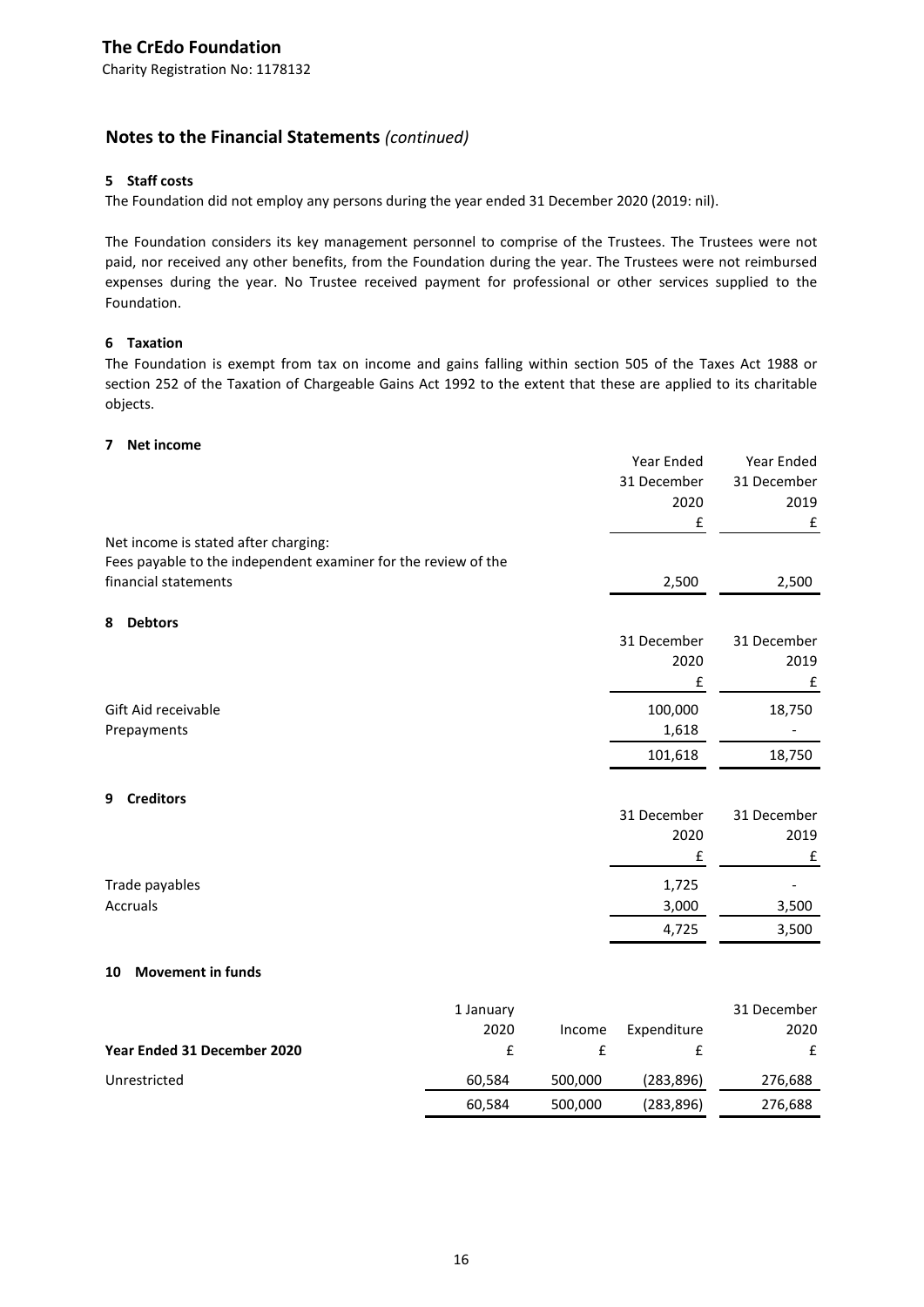## Notes to the Financial Statements *(continued)*

### 5 Staff costs

The Foundation did not employ any persons during the year ended 31 December 2020 (2019: nil).

The Foundation considers its key management personnel to comprise of the Trustees. The Trustees were not paid, nor received any other benefits, from the Foundation during the year. The Trustees were not reimbursed expenses during the year. No Trustee received payment for professional or other services supplied to the Foundation.

### 6 Taxation

The Foundation is exempt from tax on income and gains falling within section 505 of the Taxes Act 1988 or section 252 of the Taxation of Chargeable Gains Act 1992 to the extent that these are applied to its charitable objects.

### 7 Net income

| | Year Ended 31 December 2020 £ | Year Ended 31 December 2019 £ |
|---|---|---|
| Net income is stated after charging: | | |
| Fees payable to the independent examiner for the review of the financial statements | 2,500 | 2,500 |

### 8 Debtors

| | 31 December 2020 £ | 31 December 2019 £ |
|---|---|---|
| Gift Aid receivable | 100,000 | 18,750 |
| Prepayments | 1,618 | - |
| | 101,618 | 18,750 |

### 9 Creditors

| | 31 December 2020 £ | 31 December 2019 £ |
|---|---|---|
| Trade payables | 1,725 | - |
| Accruals | 3,000 | 3,500 |
| | 4,725 | 3,500 |

### 10 Movement in funds

| Year Ended 31 December 2020 | 1 January 2020 £ | Income £ | Expenditure £ | 31 December 2020 £ |
|---|---|---|---|---|
| Unrestricted | 60,584 | 500,000 | (283,896) | 276,688 |
| | 60,584 | 500,000 | (283,896) | 276,688 |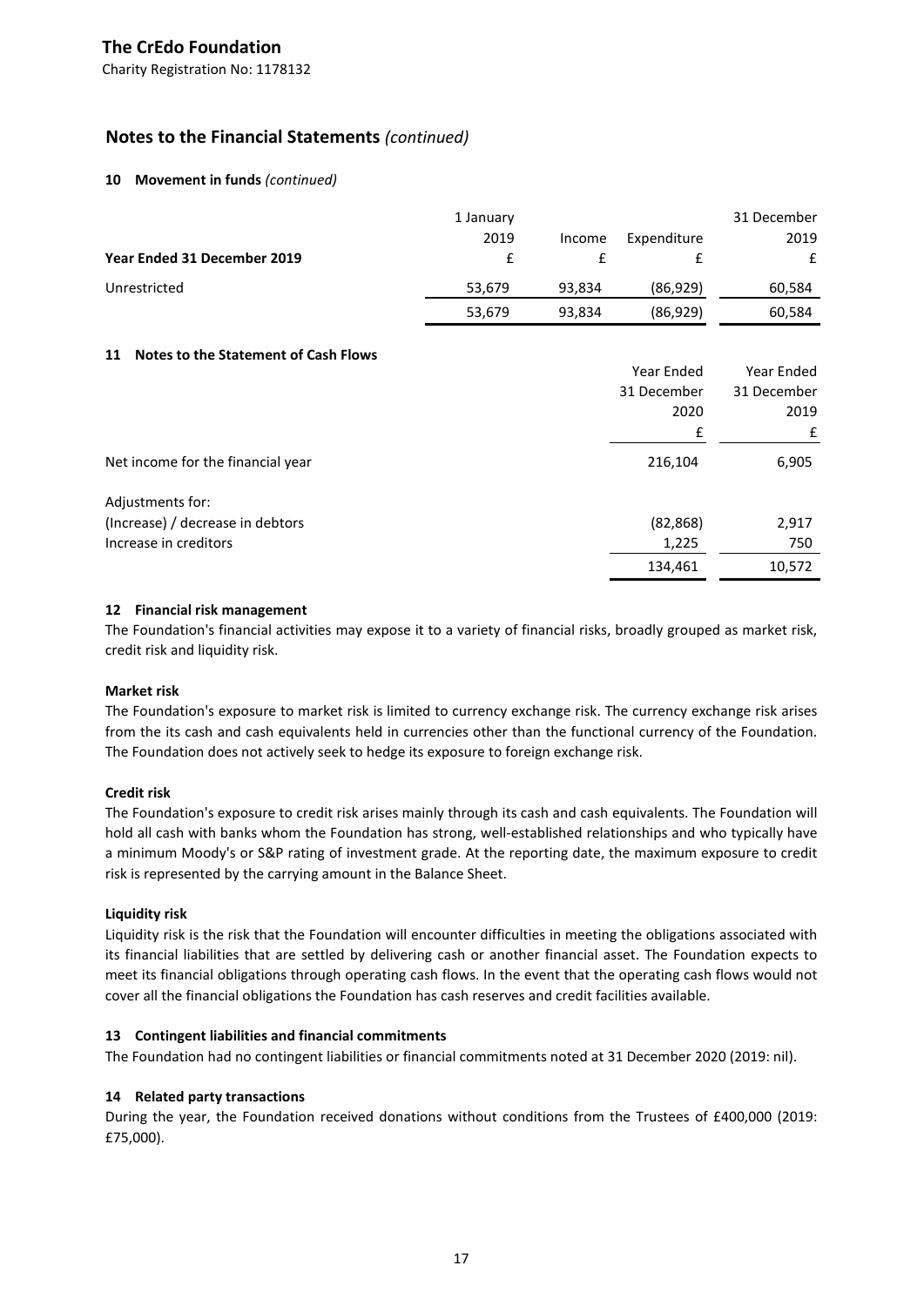**The CrEdo Foundation**

Charity Registration No: 1178132

## Notes to the Financial Statements *(continued)*

### 10 Movement in funds *(continued)*

| Year Ended 31 December 2019 | 1 January 2019 £ | Income £ | Expenditure £ | 31 December 2019 £ |
|---|---|---|---|---|
| Unrestricted | 53,679 | 93,834 | (86,929) | 60,584 |
| | 53,679 | 93,834 | (86,929) | 60,584 |

### 11 Notes to the Statement of Cash Flows

| | Year Ended 31 December 2020 £ | Year Ended 31 December 2019 £ |
|---|---|---|
| Net income for the financial year | 216,104 | 6,905 |
| Adjustments for: | | |
| (Increase) / decrease in debtors | (82,868) | 2,917 |
| Increase in creditors | 1,225 | 750 |
| | 134,461 | 10,572 |

### 12 Financial risk management

The Foundation's financial activities may expose it to a variety of financial risks, broadly grouped as market risk, credit risk and liquidity risk.

**Market risk**

The Foundation's exposure to market risk is limited to currency exchange risk. The currency exchange risk arises from the its cash and cash equivalents held in currencies other than the functional currency of the Foundation. The Foundation does not actively seek to hedge its exposure to foreign exchange risk.

**Credit risk**

The Foundation's exposure to credit risk arises mainly through its cash and cash equivalents. The Foundation will hold all cash with banks whom the Foundation has strong, well-established relationships and who typically have a minimum Moody's or S&P rating of investment grade. At the reporting date, the maximum exposure to credit risk is represented by the carrying amount in the Balance Sheet.

**Liquidity risk**

Liquidity risk is the risk that the Foundation will encounter difficulties in meeting the obligations associated with its financial liabilities that are settled by delivering cash or another financial asset. The Foundation expects to meet its financial obligations through operating cash flows. In the event that the operating cash flows would not cover all the financial obligations the Foundation has cash reserves and credit facilities available.

### 13 Contingent liabilities and financial commitments

The Foundation had no contingent liabilities or financial commitments noted at 31 December 2020 (2019: nil).

### 14 Related party transactions

During the year, the Foundation received donations without conditions from the Trustees of £400,000 (2019: £75,000).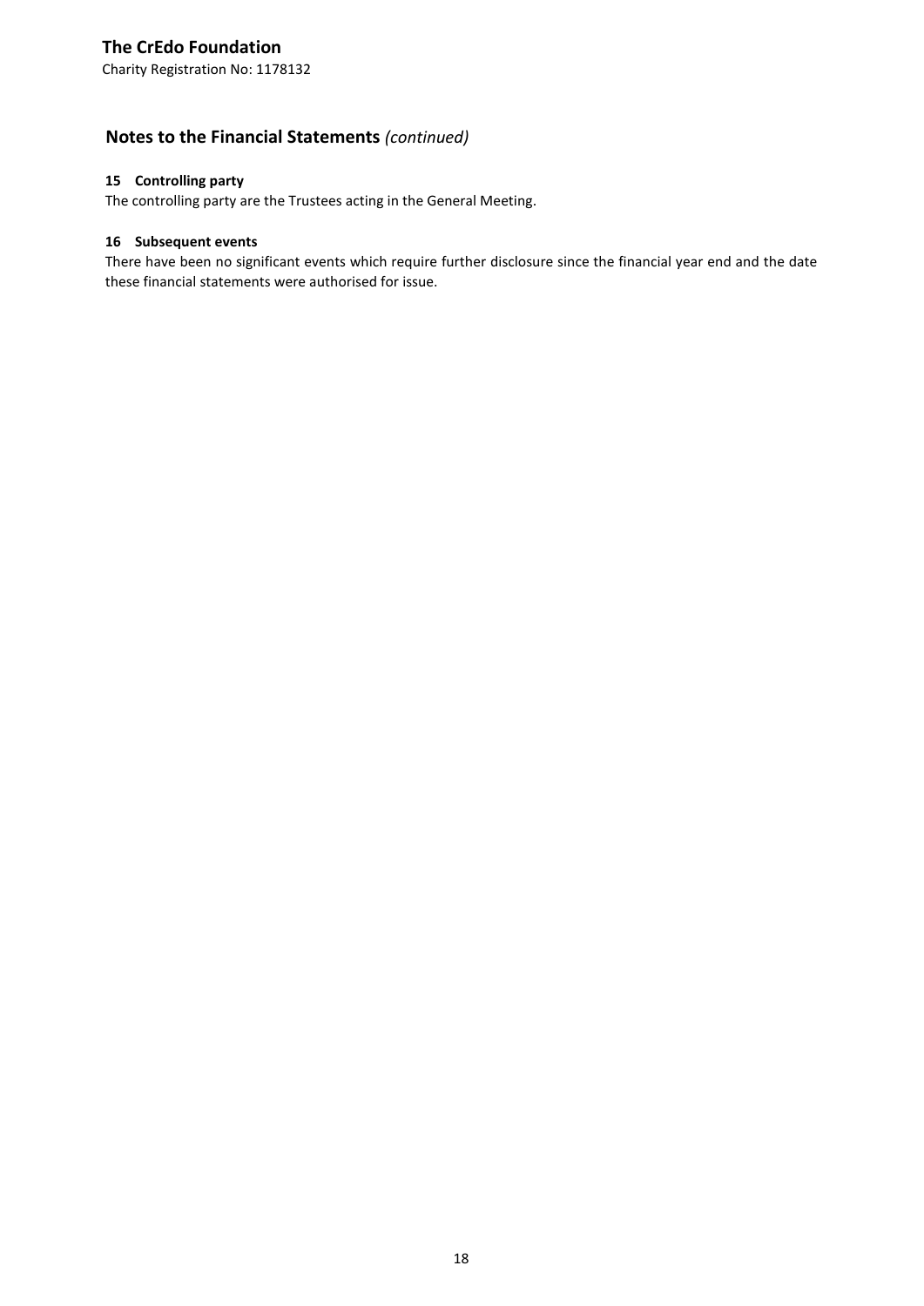# The CrEdo Foundation

Charity Registration No: 1178132

## Notes to the Financial Statements *(continued)*

### 15 Controlling party

The controlling party are the Trustees acting in the General Meeting.

### 16 Subsequent events

There have been no significant events which require further disclosure since the financial year end and the date these financial statements were authorised for issue.